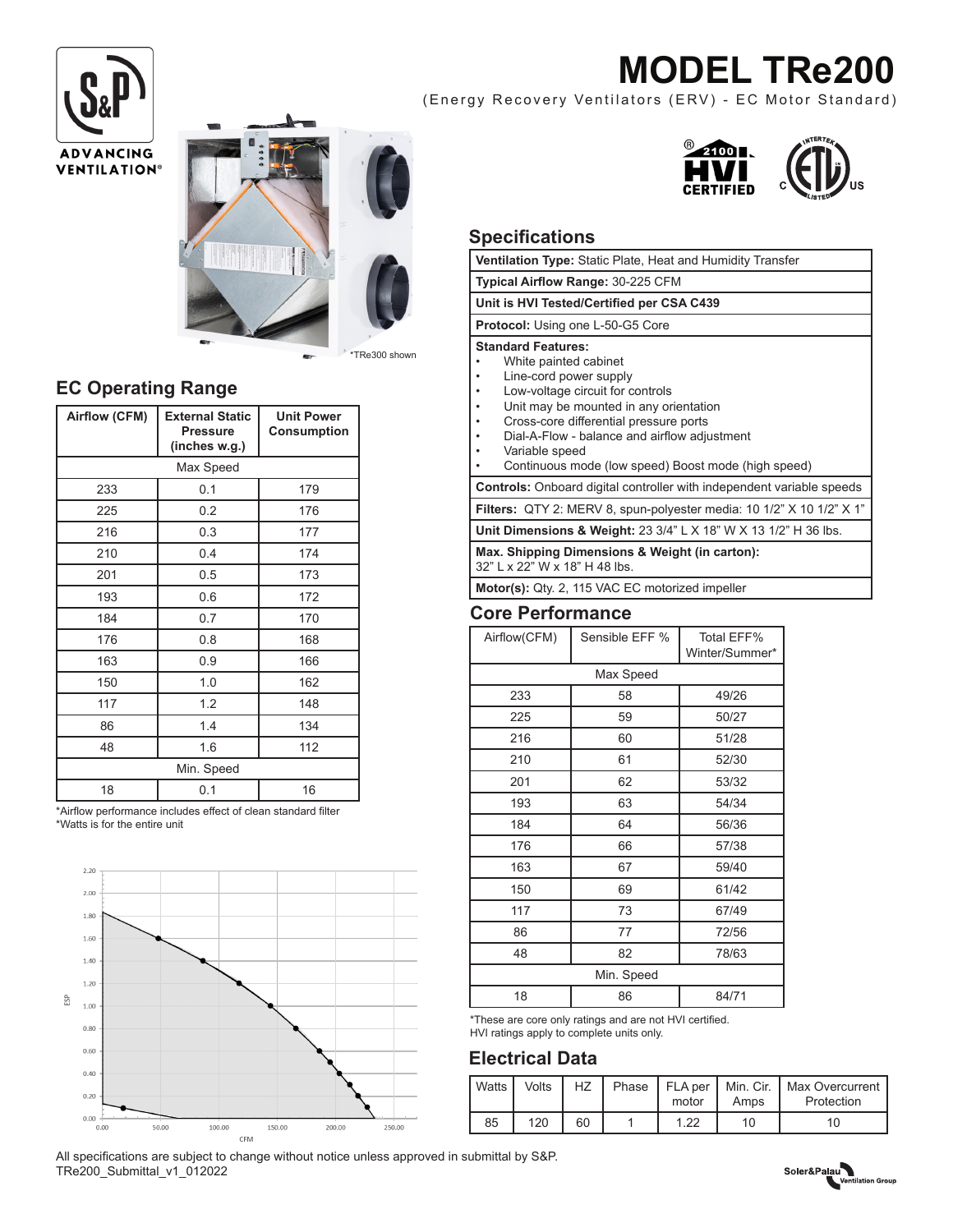# MODEL TRe200

(Energy Recovery Ventilators (ERV) - EC Motor Standard)

*TRe300 shown

## EC Operating Range

| Airflow (CFM) | External Static Pressure (inches w.g.) | Unit Power Consumption |
|---|---|---|
| Max Speed | | |
| 233 | 0.1 | 179 |
| 225 | 0.2 | 176 |
| 216 | 0.3 | 177 |
| 210 | 0.4 | 174 |
| 201 | 0.5 | 173 |
| 193 | 0.6 | 172 |
| 184 | 0.7 | 170 |
| 176 | 0.8 | 168 |
| 163 | 0.9 | 166 |
| 150 | 1.0 | 162 |
| 117 | 1.2 | 148 |
| 86 | 1.4 | 134 |
| 48 | 1.6 | 112 |
| Min. Speed | | |
| 18 | 0.1 | 16 |

*Airflow performance includes effect of clean standard filter
*Watts is for the entire unit

## Specifications

| |
|---|
| **Ventilation Type:** Static Plate, Heat and Humidity Transfer |
| **Typical Airflow Range:** 30-225 CFM |
| **Unit is HVI Tested/Certified per CSA C439** |
| **Protocol:** Using one L-50-G5 Core |
| **Standard Features:** • White painted cabinet • Line-cord power supply • Low-voltage circuit for controls • Unit may be mounted in any orientation • Cross-core differential pressure ports • Dial-A-Flow - balance and airflow adjustment • Variable speed • Continuous mode (low speed) Boost mode (high speed) |
| **Controls:** Onboard digital controller with independent variable speeds |
| **Filters:** QTY 2: MERV 8, spun-polyester media: 10 1/2" X 10 1/2" X 1" |
| **Unit Dimensions & Weight:** 23 3/4" L X 18" W X 13 1/2" H 36 lbs. |
| **Max. Shipping Dimensions & Weight (in carton):** 32" L x 22" W x 18" H 48 lbs. |
| **Motor(s):** Qty. 2, 115 VAC EC motorized impeller |

## Core Performance

| Airflow(CFM) | Sensible EFF % | Total EFF% Winter/Summer* |
|---|---|---|
| Max Speed | | |
| 233 | 58 | 49/26 |
| 225 | 59 | 50/27 |
| 216 | 60 | 51/28 |
| 210 | 61 | 52/30 |
| 201 | 62 | 53/32 |
| 193 | 63 | 54/34 |
| 184 | 64 | 56/36 |
| 176 | 66 | 57/38 |
| 163 | 67 | 59/40 |
| 150 | 69 | 61/42 |
| 117 | 73 | 67/49 |
| 86 | 77 | 72/56 |
| 48 | 82 | 78/63 |
| Min. Speed | | |
| 18 | 86 | 84/71 |

*These are core only ratings and are not HVI certified.
HVI ratings apply to complete units only.

## Electrical Data

| Watts | Volts | HZ | Phase | FLA per motor | Min. Cir. Amps | Max Overcurrent Protection |
|---|---|---|---|---|---|---|
| 85 | 120 | 60 | 1 | 1.22 | 10 | 10 |

All specifications are subject to change without notice unless approved in submittal by S&P.
TRe200_Submittal_v1_012022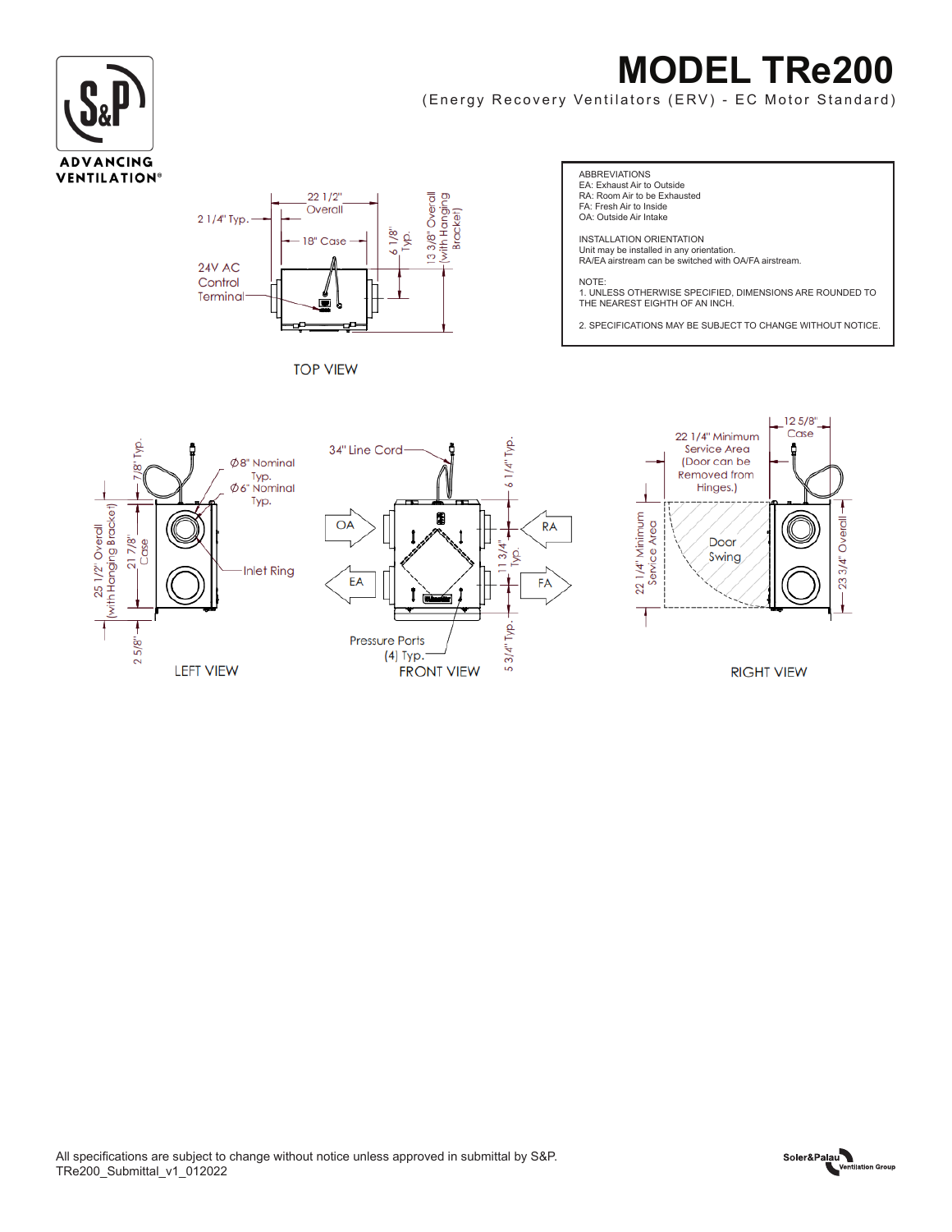# MODEL TRe200

(Energy Recovery Ventilators (ERV) - EC Motor Standard)

ADVANCING VENTILATION®

22 1/2" Overall

2 1/4" Typ.

18" Case

6 1/8" Typ.

13 3/8" Overall (with Hanging Bracket)

24V AC Control Terminal

TOP VIEW

ABBREVIATIONS
EA: Exhaust Air to Outside
RA: Room Air to be Exhausted
FA: Fresh Air to Inside
OA: Outside Air Intake

INSTALLATION ORIENTATION
Unit may be installed in any orientation.
RA/EA airstream can be switched with OA/FA airstream.

NOTE:
1. UNLESS OTHERWISE SPECIFIED, DIMENSIONS ARE ROUNDED TO THE NEAREST EIGHTH OF AN INCH.

2. SPECIFICATIONS MAY BE SUBJECT TO CHANGE WITHOUT NOTICE.

7/8" Typ.

Ø8" Nominal Typ.
Ø6" Nominal Typ.

25 1/2" Overall (with Hanging Bracket)

21 7/8" Case

Inlet Ring

2 5/8"

LEFT VIEW

34" Line Cord

6 1/4" Typ.

OA

RA

EA

FA

11 3/4" Typ.

Pressure Ports (4) Typ.

5 3/4" Typ.

FRONT VIEW

12 5/8" Case

22 1/4" Minimum Service Area (Door can be Removed from Hinges.)

22 1/4" Minimum Service Area

Door Swing

23 3/4" Overall

RIGHT VIEW

All specifications are subject to change without notice unless approved in submittal by S&P.
TRe200_Submittal_v1_012022

Soler&Palau Ventilation Group